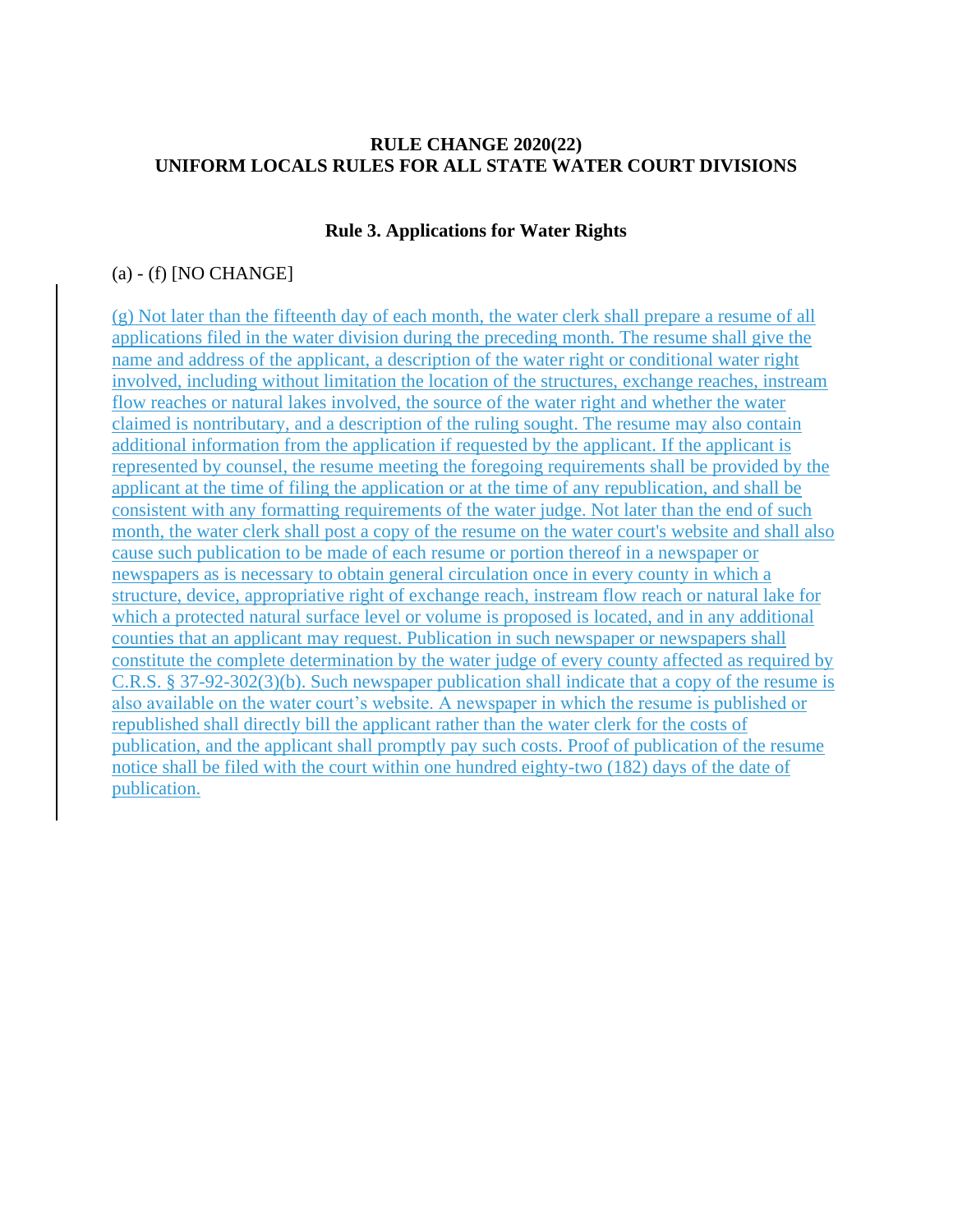**RULE CHANGE 2020(22)**
**UNIFORM LOCALS RULES FOR ALL STATE WATER COURT DIVISIONS**

**Rule 3. Applications for Water Rights**

(a) - (f) [NO CHANGE]

(g) Not later than the fifteenth day of each month, the water clerk shall prepare a resume of all applications filed in the water division during the preceding month. The resume shall give the name and address of the applicant, a description of the water right or conditional water right involved, including without limitation the location of the structures, exchange reaches, instream flow reaches or natural lakes involved, the source of the water right and whether the water claimed is nontributary, and a description of the ruling sought. The resume may also contain additional information from the application if requested by the applicant. If the applicant is represented by counsel, the resume meeting the foregoing requirements shall be provided by the applicant at the time of filing the application or at the time of any republication, and shall be consistent with any formatting requirements of the water judge. Not later than the end of such month, the water clerk shall post a copy of the resume on the water court's website and shall also cause such publication to be made of each resume or portion thereof in a newspaper or newspapers as is necessary to obtain general circulation once in every county in which a structure, device, appropriative right of exchange reach, instream flow reach or natural lake for which a protected natural surface level or volume is proposed is located, and in any additional counties that an applicant may request. Publication in such newspaper or newspapers shall constitute the complete determination by the water judge of every county affected as required by C.R.S. § 37-92-302(3)(b). Such newspaper publication shall indicate that a copy of the resume is also available on the water court's website. A newspaper in which the resume is published or republished shall directly bill the applicant rather than the water clerk for the costs of publication, and the applicant shall promptly pay such costs. Proof of publication of the resume notice shall be filed with the court within one hundred eighty-two (182) days of the date of publication.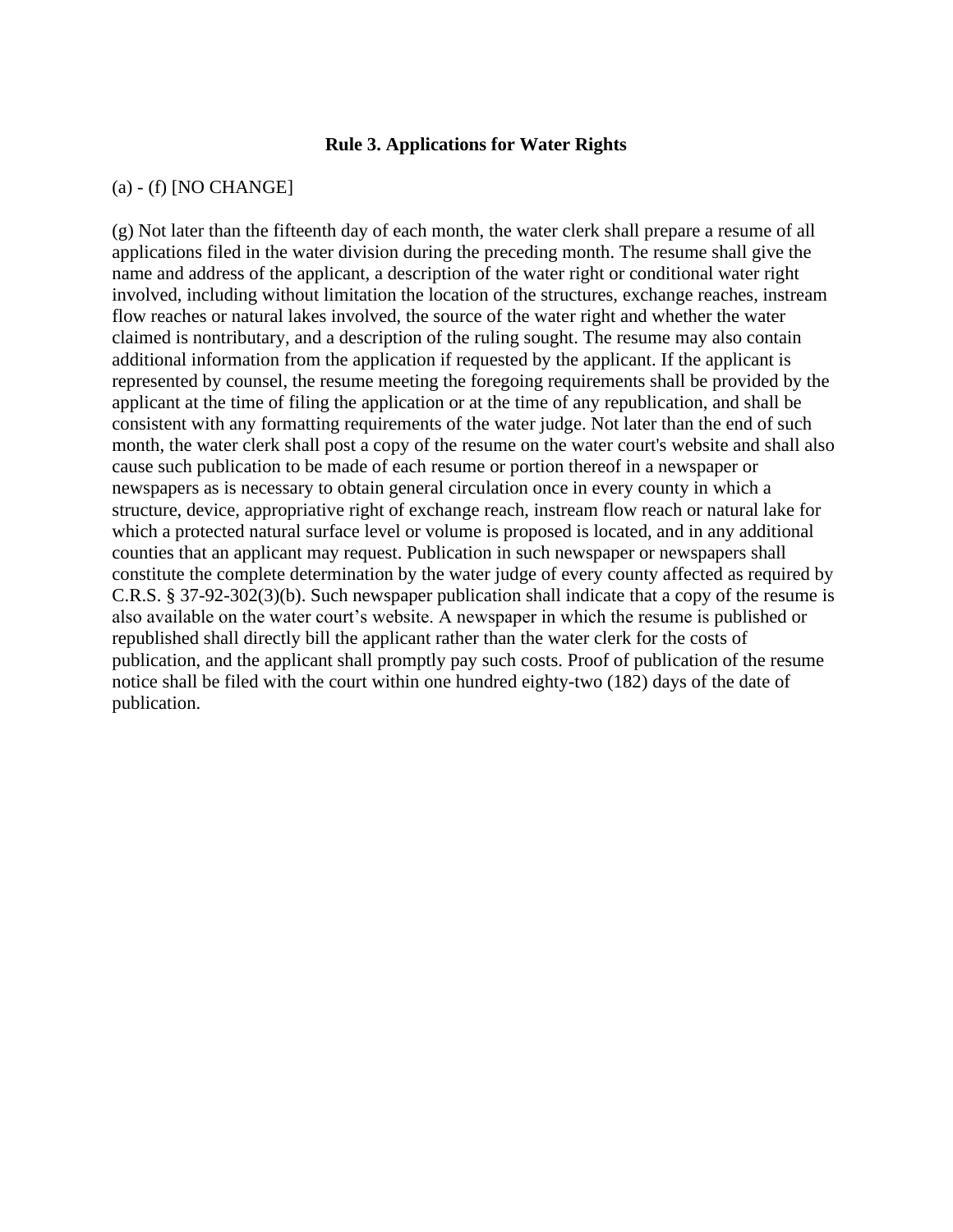**Rule 3. Applications for Water Rights**

(a) - (f) [NO CHANGE]

(g) Not later than the fifteenth day of each month, the water clerk shall prepare a resume of all applications filed in the water division during the preceding month. The resume shall give the name and address of the applicant, a description of the water right or conditional water right involved, including without limitation the location of the structures, exchange reaches, instream flow reaches or natural lakes involved, the source of the water right and whether the water claimed is nontributary, and a description of the ruling sought. The resume may also contain additional information from the application if requested by the applicant. If the applicant is represented by counsel, the resume meeting the foregoing requirements shall be provided by the applicant at the time of filing the application or at the time of any republication, and shall be consistent with any formatting requirements of the water judge. Not later than the end of such month, the water clerk shall post a copy of the resume on the water court's website and shall also cause such publication to be made of each resume or portion thereof in a newspaper or newspapers as is necessary to obtain general circulation once in every county in which a structure, device, appropriative right of exchange reach, instream flow reach or natural lake for which a protected natural surface level or volume is proposed is located, and in any additional counties that an applicant may request. Publication in such newspaper or newspapers shall constitute the complete determination by the water judge of every county affected as required by C.R.S. § 37-92-302(3)(b). Such newspaper publication shall indicate that a copy of the resume is also available on the water court's website. A newspaper in which the resume is published or republished shall directly bill the applicant rather than the water clerk for the costs of publication, and the applicant shall promptly pay such costs. Proof of publication of the resume notice shall be filed with the court within one hundred eighty-two (182) days of the date of publication.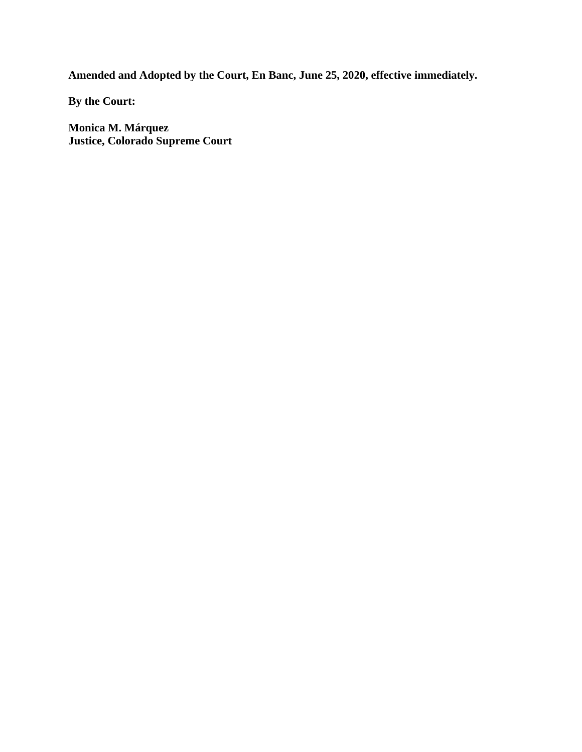**Amended and Adopted by the Court, En Banc, June 25, 2020, effective immediately.**

**By the Court:**

**Monica M. Márquez**
**Justice, Colorado Supreme Court**